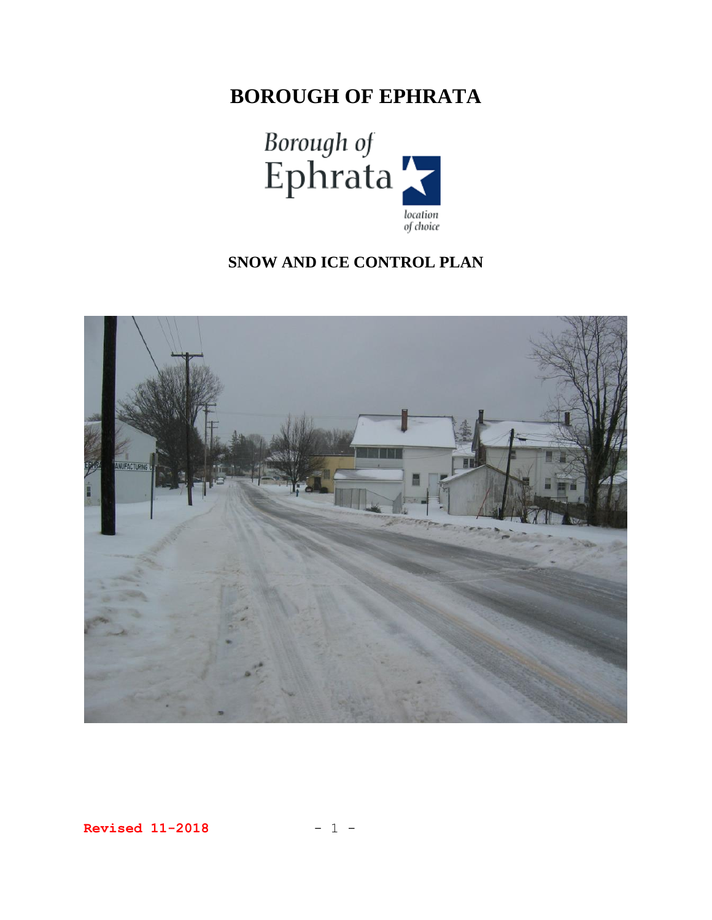# BOROUGH OF EPHRATA

## SNOW AND ICE CONTROL PLAN

**Revised 11-2018**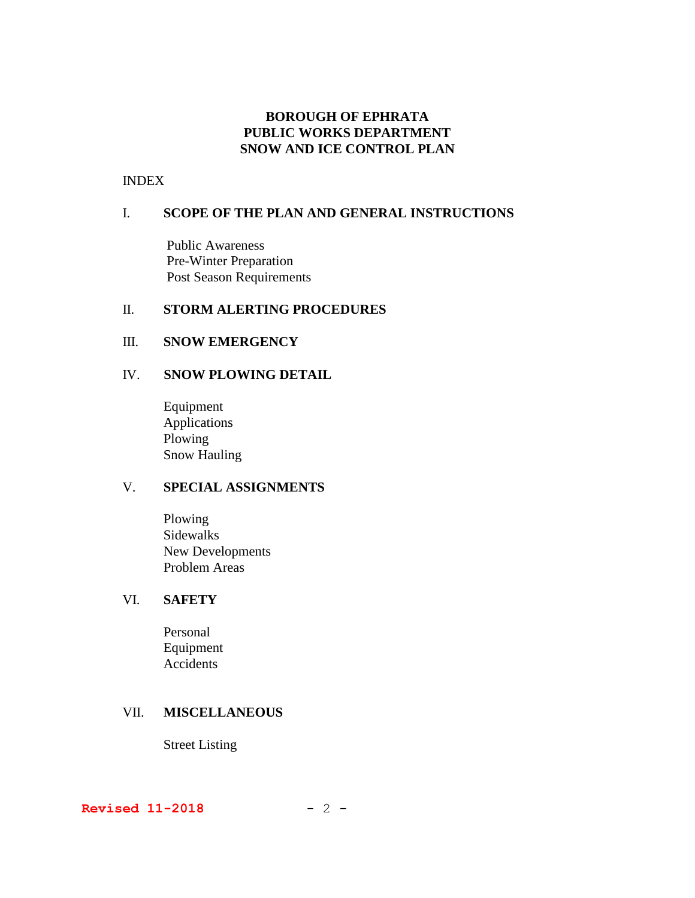# BOROUGH OF EPHRATA
# PUBLIC WORKS DEPARTMENT
# SNOW AND ICE CONTROL PLAN

INDEX

I. **SCOPE OF THE PLAN AND GENERAL INSTRUCTIONS**

- Public Awareness
- Pre-Winter Preparation
- Post Season Requirements

II. **STORM ALERTING PROCEDURES**

III. **SNOW EMERGENCY**

IV. **SNOW PLOWING DETAIL**

- Equipment
- Applications
- Plowing
- Snow Hauling

V. **SPECIAL ASSIGNMENTS**

- Plowing
- Sidewalks
- New Developments
- Problem Areas

VI. **SAFETY**

- Personal
- Equipment
- Accidents

VII. **MISCELLANEOUS**

- Street Listing

**Revised 11-2018**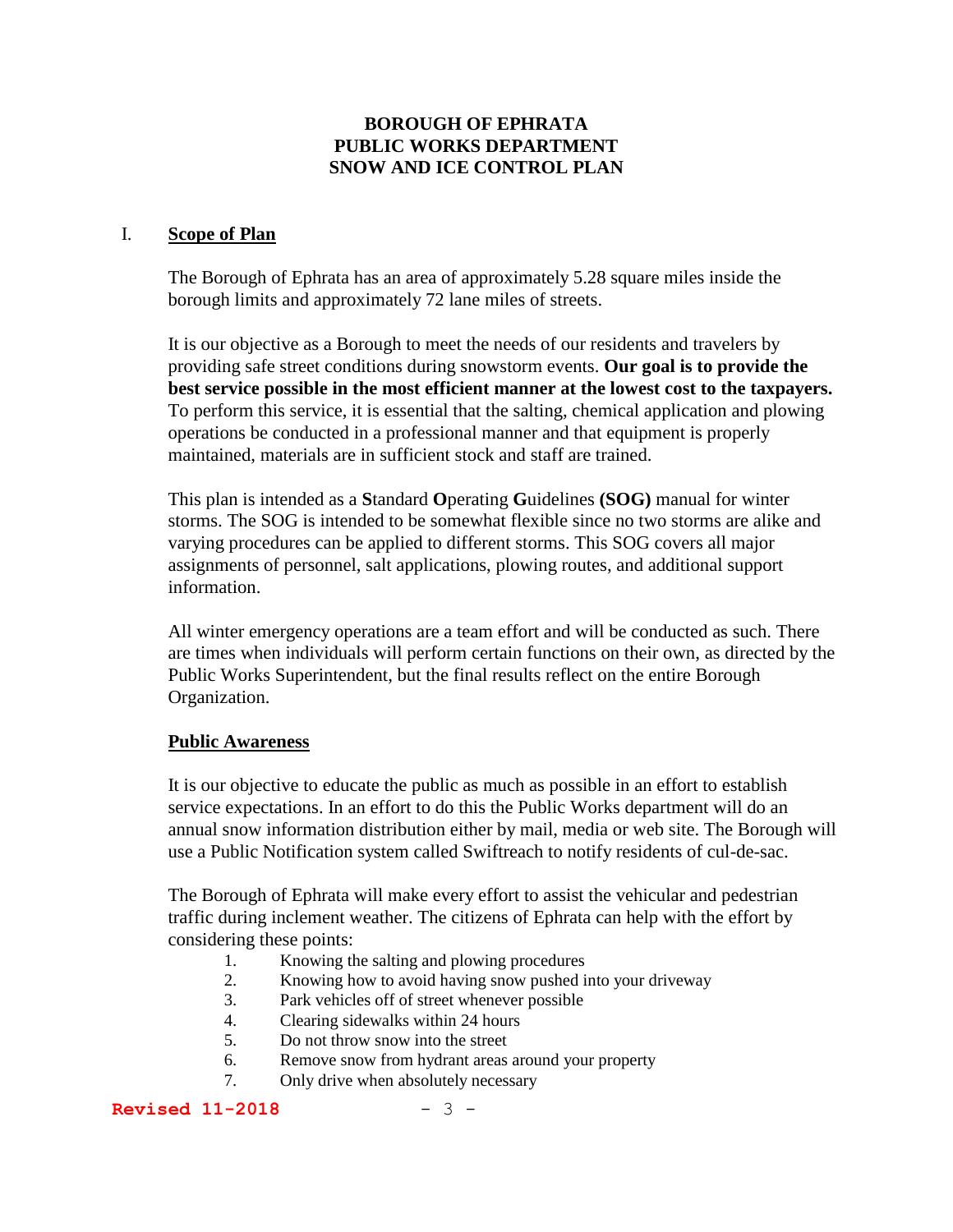# BOROUGH OF EPHRATA
# PUBLIC WORKS DEPARTMENT
# SNOW AND ICE CONTROL PLAN

## I. Scope of Plan

The Borough of Ephrata has an area of approximately 5.28 square miles inside the borough limits and approximately 72 lane miles of streets.

It is our objective as a Borough to meet the needs of our residents and travelers by providing safe street conditions during snowstorm events. **Our goal is to provide the best service possible in the most efficient manner at the lowest cost to the taxpayers.** To perform this service, it is essential that the salting, chemical application and plowing operations be conducted in a professional manner and that equipment is properly maintained, materials are in sufficient stock and staff are trained.

This plan is intended as a **S**tandard **O**perating **G**uidelines **(SOG)** manual for winter storms. The SOG is intended to be somewhat flexible since no two storms are alike and varying procedures can be applied to different storms. This SOG covers all major assignments of personnel, salt applications, plowing routes, and additional support information.

All winter emergency operations are a team effort and will be conducted as such. There are times when individuals will perform certain functions on their own, as directed by the Public Works Superintendent, but the final results reflect on the entire Borough Organization.

### Public Awareness

It is our objective to educate the public as much as possible in an effort to establish service expectations. In an effort to do this the Public Works department will do an annual snow information distribution either by mail, media or web site. The Borough will use a Public Notification system called Swiftreach to notify residents of cul-de-sac.

The Borough of Ephrata will make every effort to assist the vehicular and pedestrian traffic during inclement weather. The citizens of Ephrata can help with the effort by considering these points:

1. Knowing the salting and plowing procedures
2. Knowing how to avoid having snow pushed into your driveway
3. Park vehicles off of street whenever possible
4. Clearing sidewalks within 24 hours
5. Do not throw snow into the street
6. Remove snow from hydrant areas around your property
7. Only drive when absolutely necessary

**Revised 11-2018**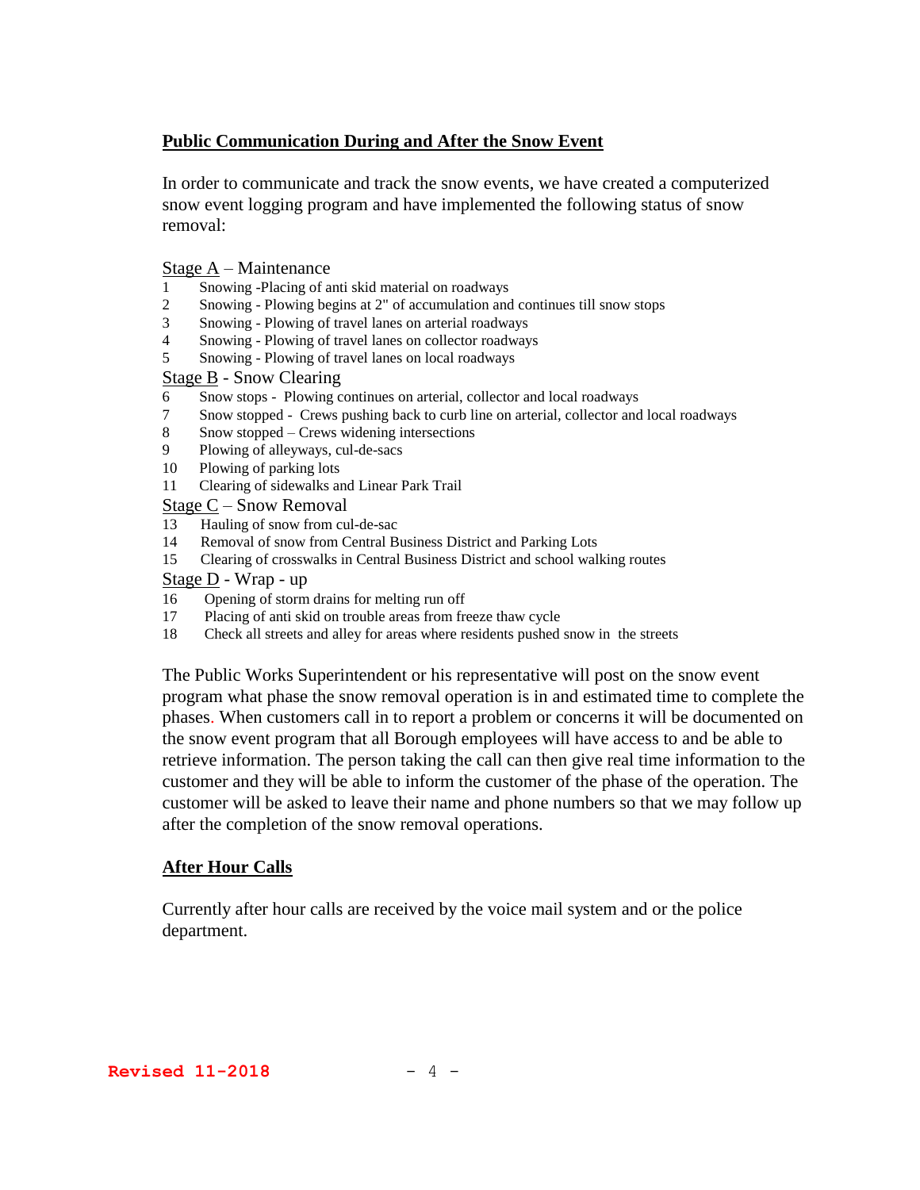## Public Communication During and After the Snow Event

In order to communicate and track the snow events, we have created a computerized snow event logging program and have implemented the following status of snow removal:

Stage A – Maintenance

1 Snowing -Placing of anti skid material on roadways
2 Snowing - Plowing begins at 2" of accumulation and continues till snow stops
3 Snowing - Plowing of travel lanes on arterial roadways
4 Snowing - Plowing of travel lanes on collector roadways
5 Snowing - Plowing of travel lanes on local roadways

Stage B - Snow Clearing

6 Snow stops - Plowing continues on arterial, collector and local roadways
7 Snow stopped - Crews pushing back to curb line on arterial, collector and local roadways
8 Snow stopped – Crews widening intersections
9 Plowing of alleyways, cul-de-sacs
10 Plowing of parking lots
11 Clearing of sidewalks and Linear Park Trail

Stage C – Snow Removal

13 Hauling of snow from cul-de-sac
14 Removal of snow from Central Business District and Parking Lots
15 Clearing of crosswalks in Central Business District and school walking routes

Stage D - Wrap - up

16 Opening of storm drains for melting run off
17 Placing of anti skid on trouble areas from freeze thaw cycle
18 Check all streets and alley for areas where residents pushed snow in the streets

The Public Works Superintendent or his representative will post on the snow event program what phase the snow removal operation is in and estimated time to complete the phases. When customers call in to report a problem or concerns it will be documented on the snow event program that all Borough employees will have access to and be able to retrieve information. The person taking the call can then give real time information to the customer and they will be able to inform the customer of the phase of the operation. The customer will be asked to leave their name and phone numbers so that we may follow up after the completion of the snow removal operations.

## After Hour Calls

Currently after hour calls are received by the voice mail system and or the police department.

Revised 11-2018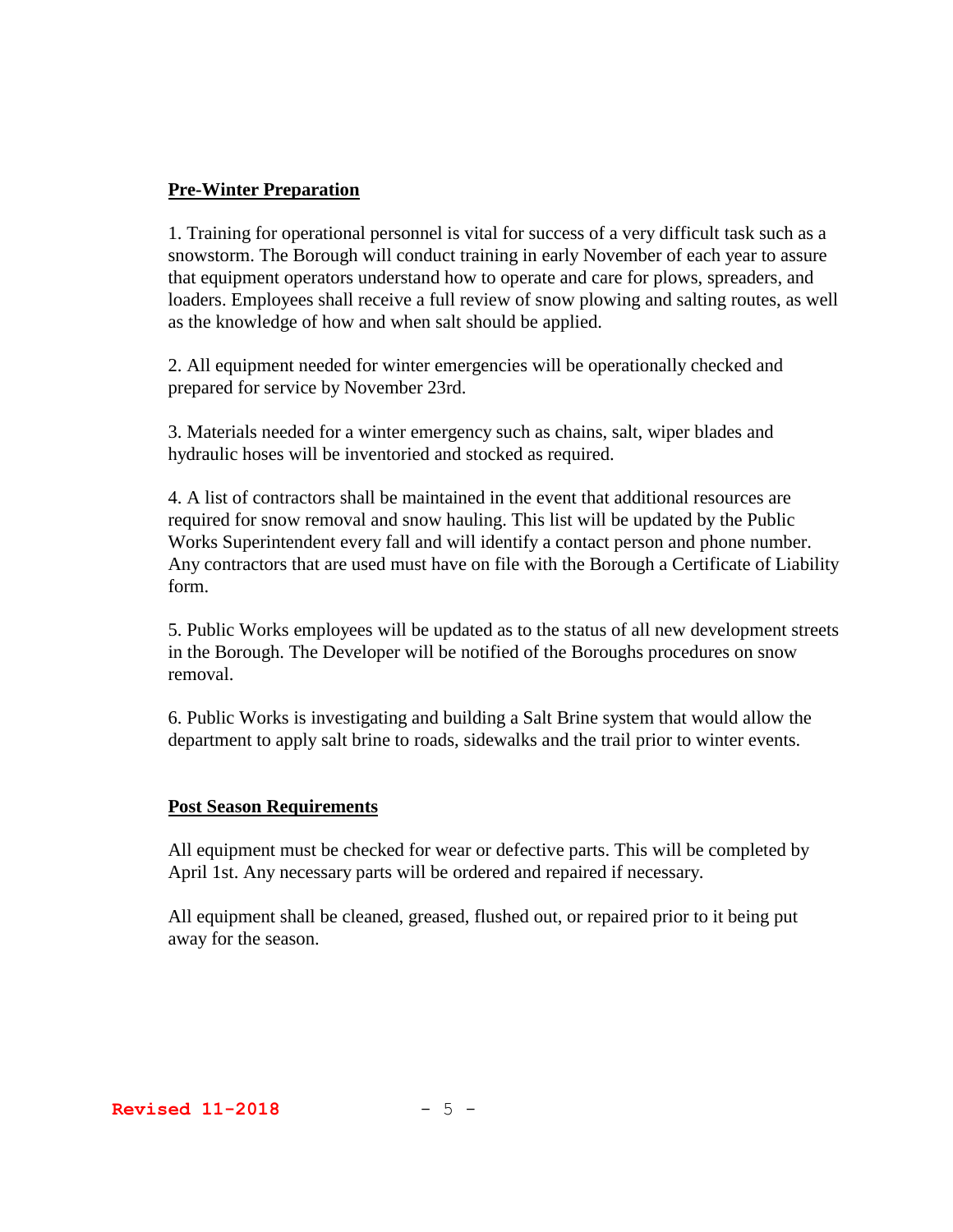## Pre-Winter Preparation

1. Training for operational personnel is vital for success of a very difficult task such as a snowstorm. The Borough will conduct training in early November of each year to assure that equipment operators understand how to operate and care for plows, spreaders, and loaders. Employees shall receive a full review of snow plowing and salting routes, as well as the knowledge of how and when salt should be applied.

2. All equipment needed for winter emergencies will be operationally checked and prepared for service by November 23rd.

3. Materials needed for a winter emergency such as chains, salt, wiper blades and hydraulic hoses will be inventoried and stocked as required.

4. A list of contractors shall be maintained in the event that additional resources are required for snow removal and snow hauling. This list will be updated by the Public Works Superintendent every fall and will identify a contact person and phone number. Any contractors that are used must have on file with the Borough a Certificate of Liability form.

5. Public Works employees will be updated as to the status of all new development streets in the Borough. The Developer will be notified of the Boroughs procedures on snow removal.

6. Public Works is investigating and building a Salt Brine system that would allow the department to apply salt brine to roads, sidewalks and the trail prior to winter events.

## Post Season Requirements

All equipment must be checked for wear or defective parts. This will be completed by April 1st. Any necessary parts will be ordered and repaired if necessary.

All equipment shall be cleaned, greased, flushed out, or repaired prior to it being put away for the season.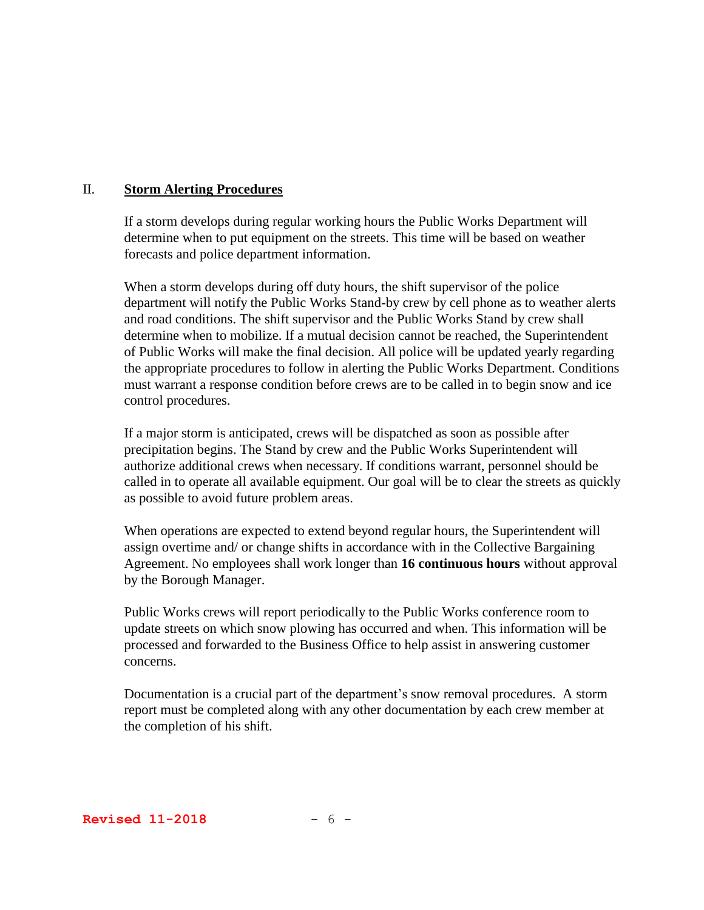## II. Storm Alerting Procedures

If a storm develops during regular working hours the Public Works Department will determine when to put equipment on the streets. This time will be based on weather forecasts and police department information.

When a storm develops during off duty hours, the shift supervisor of the police department will notify the Public Works Stand-by crew by cell phone as to weather alerts and road conditions. The shift supervisor and the Public Works Stand by crew shall determine when to mobilize. If a mutual decision cannot be reached, the Superintendent of Public Works will make the final decision. All police will be updated yearly regarding the appropriate procedures to follow in alerting the Public Works Department. Conditions must warrant a response condition before crews are to be called in to begin snow and ice control procedures.

If a major storm is anticipated, crews will be dispatched as soon as possible after precipitation begins. The Stand by crew and the Public Works Superintendent will authorize additional crews when necessary. If conditions warrant, personnel should be called in to operate all available equipment. Our goal will be to clear the streets as quickly as possible to avoid future problem areas.

When operations are expected to extend beyond regular hours, the Superintendent will assign overtime and/ or change shifts in accordance with in the Collective Bargaining Agreement. No employees shall work longer than **16 continuous hours** without approval by the Borough Manager.

Public Works crews will report periodically to the Public Works conference room to update streets on which snow plowing has occurred and when. This information will be processed and forwarded to the Business Office to help assist in answering customer concerns.

Documentation is a crucial part of the department's snow removal procedures. A storm report must be completed along with any other documentation by each crew member at the completion of his shift.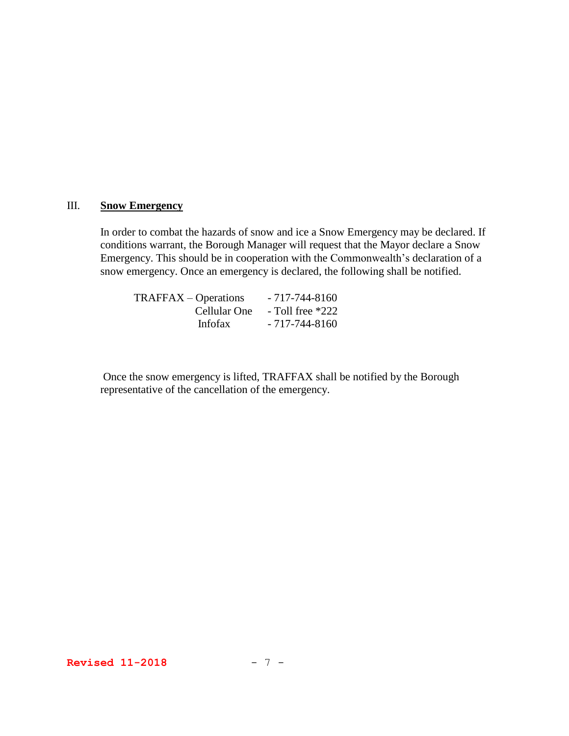## III. <u>**Snow Emergency**</u>

In order to combat the hazards of snow and ice a Snow Emergency may be declared. If conditions warrant, the Borough Manager will request that the Mayor declare a Snow Emergency. This should be in cooperation with the Commonwealth's declaration of a snow emergency. Once an emergency is declared, the following shall be notified.

| | |
|---|---|
| TRAFFAX – Operations | - 717-744-8160 |
| Cellular One | - Toll free *222 |
| Infofax | - 717-744-8160 |

Once the snow emergency is lifted, TRAFFAX shall be notified by the Borough representative of the cancellation of the emergency.

**Revised 11-2018**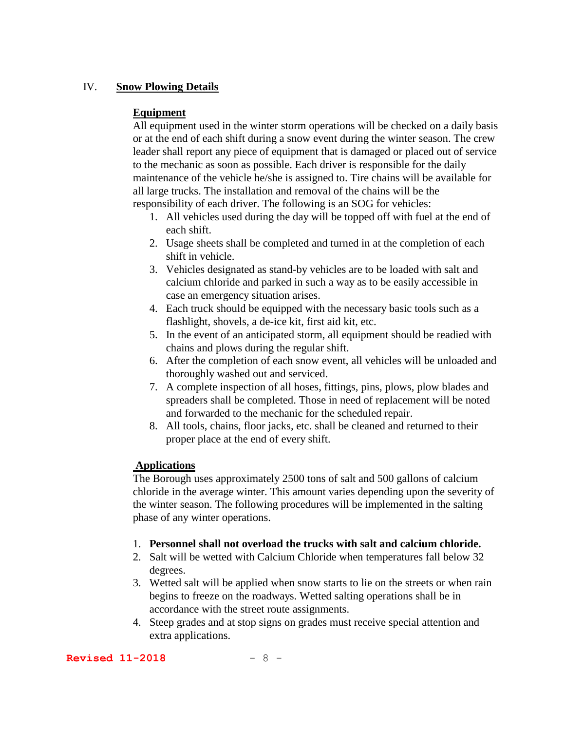## IV. Snow Plowing Details

### Equipment

All equipment used in the winter storm operations will be checked on a daily basis or at the end of each shift during a snow event during the winter season. The crew leader shall report any piece of equipment that is damaged or placed out of service to the mechanic as soon as possible. Each driver is responsible for the daily maintenance of the vehicle he/she is assigned to. Tire chains will be available for all large trucks. The installation and removal of the chains will be the responsibility of each driver. The following is an SOG for vehicles:

1. All vehicles used during the day will be topped off with fuel at the end of each shift.
2. Usage sheets shall be completed and turned in at the completion of each shift in vehicle.
3. Vehicles designated as stand-by vehicles are to be loaded with salt and calcium chloride and parked in such a way as to be easily accessible in case an emergency situation arises.
4. Each truck should be equipped with the necessary basic tools such as a flashlight, shovels, a de-ice kit, first aid kit, etc.
5. In the event of an anticipated storm, all equipment should be readied with chains and plows during the regular shift.
6. After the completion of each snow event, all vehicles will be unloaded and thoroughly washed out and serviced.
7. A complete inspection of all hoses, fittings, pins, plows, plow blades and spreaders shall be completed. Those in need of replacement will be noted and forwarded to the mechanic for the scheduled repair.
8. All tools, chains, floor jacks, etc. shall be cleaned and returned to their proper place at the end of every shift.

### Applications

The Borough uses approximately 2500 tons of salt and 500 gallons of calcium chloride in the average winter. This amount varies depending upon the severity of the winter season. The following procedures will be implemented in the salting phase of any winter operations.

1. **Personnel shall not overload the trucks with salt and calcium chloride.**
2. Salt will be wetted with Calcium Chloride when temperatures fall below 32 degrees.
3. Wetted salt will be applied when snow starts to lie on the streets or when rain begins to freeze on the roadways. Wetted salting operations shall be in accordance with the street route assignments.
4. Steep grades and at stop signs on grades must receive special attention and extra applications.

Revised 11-2018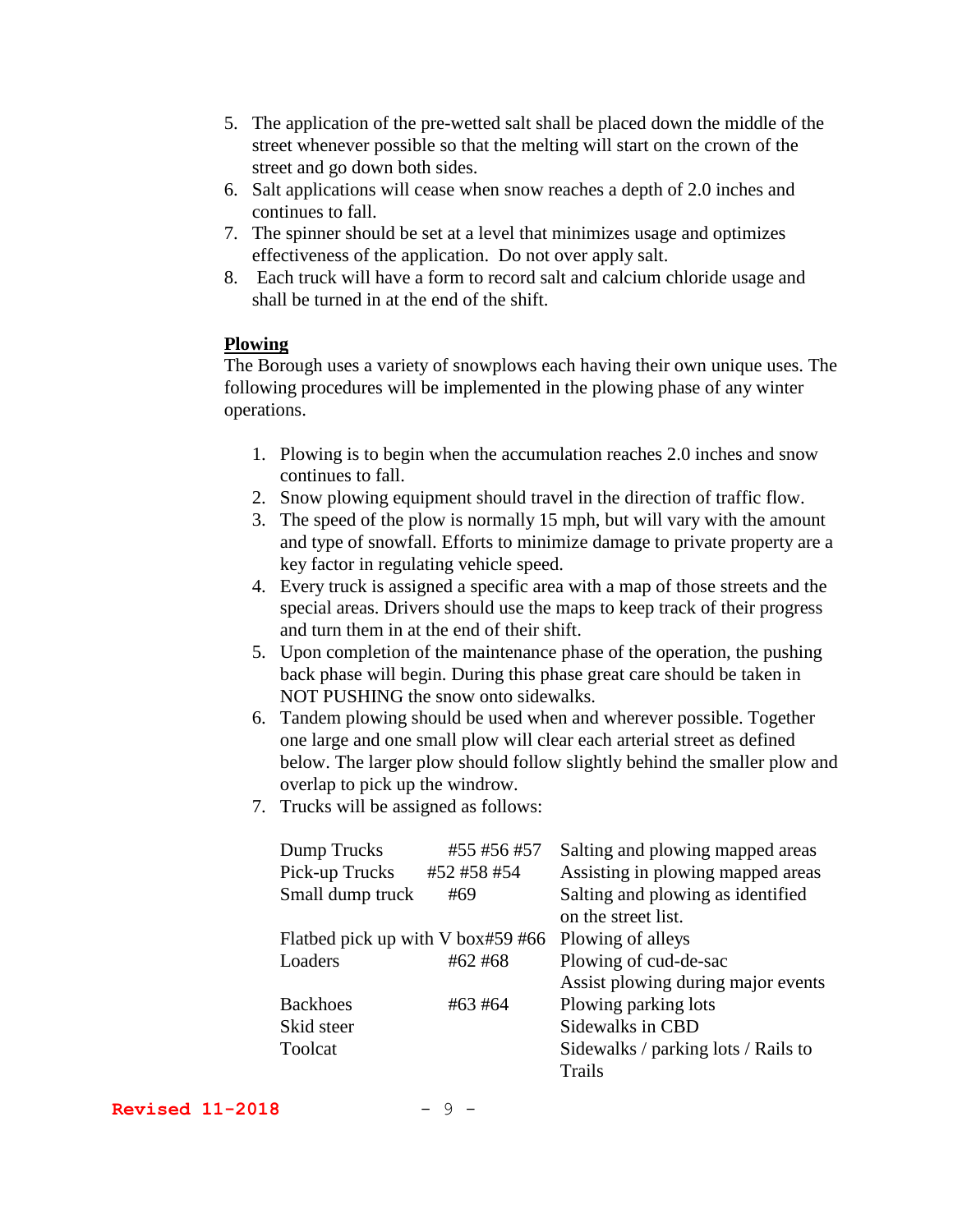5. The application of the pre-wetted salt shall be placed down the middle of the street whenever possible so that the melting will start on the crown of the street and go down both sides.
6. Salt applications will cease when snow reaches a depth of 2.0 inches and continues to fall.
7. The spinner should be set at a level that minimizes usage and optimizes effectiveness of the application. Do not over apply salt.
8. Each truck will have a form to record salt and calcium chloride usage and shall be turned in at the end of the shift.

**Plowing**

The Borough uses a variety of snowplows each having their own unique uses. The following procedures will be implemented in the plowing phase of any winter operations.

1. Plowing is to begin when the accumulation reaches 2.0 inches and snow continues to fall.
2. Snow plowing equipment should travel in the direction of traffic flow.
3. The speed of the plow is normally 15 mph, but will vary with the amount and type of snowfall. Efforts to minimize damage to private property are a key factor in regulating vehicle speed.
4. Every truck is assigned a specific area with a map of those streets and the special areas. Drivers should use the maps to keep track of their progress and turn them in at the end of their shift.
5. Upon completion of the maintenance phase of the operation, the pushing back phase will begin. During this phase great care should be taken in NOT PUSHING the snow onto sidewalks.
6. Tandem plowing should be used when and wherever possible. Together one large and one small plow will clear each arterial street as defined below. The larger plow should follow slightly behind the smaller plow and overlap to pick up the windrow.
7. Trucks will be assigned as follows:

| | | |
|---|---|---|
| Dump Trucks | #55 #56 #57 | Salting and plowing mapped areas |
| Pick-up Trucks | #52 #58 #54 | Assisting in plowing mapped areas |
| Small dump truck | #69 | Salting and plowing as identified on the street list. |
| Flatbed pick up with V box | #59 #66 | Plowing of alleys |
| Loaders | #62 #68 | Plowing of cud-de-sac<br>Assist plowing during major events |
| Backhoes | #63 #64 | Plowing parking lots |
| Skid steer | | Sidewalks in CBD |
| Toolcat | | Sidewalks / parking lots / Rails to Trails |

Revised 11-2018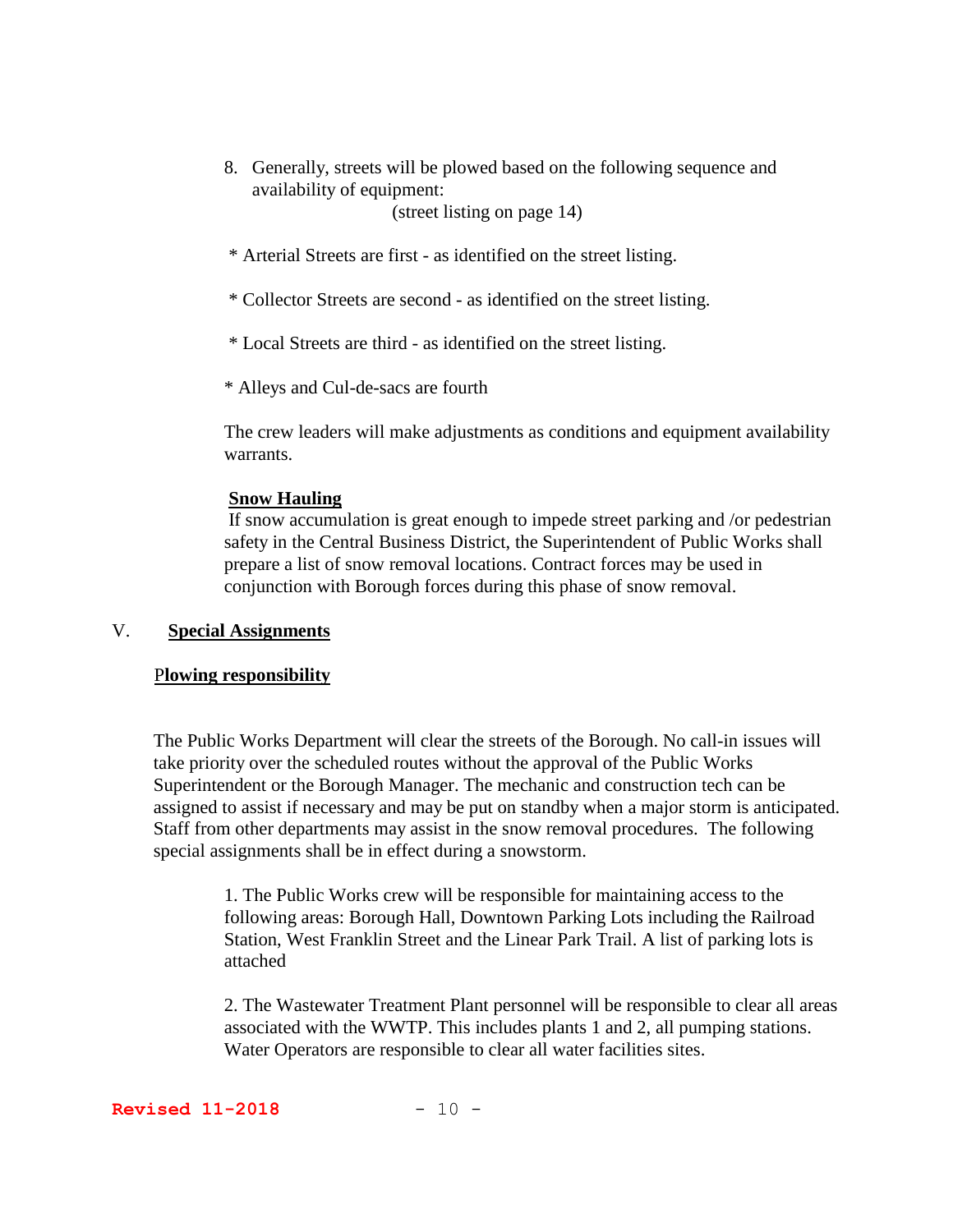8. Generally, streets will be plowed based on the following sequence and availability of equipment:
   (street listing on page 14)

* Arterial Streets are first - as identified on the street listing.

* Collector Streets are second - as identified on the street listing.

* Local Streets are third - as identified on the street listing.

* Alleys and Cul-de-sacs are fourth

The crew leaders will make adjustments as conditions and equipment availability warrants.

**Snow Hauling**

If snow accumulation is great enough to impede street parking and /or pedestrian safety in the Central Business District, the Superintendent of Public Works shall prepare a list of snow removal locations. Contract forces may be used in conjunction with Borough forces during this phase of snow removal.

## V. Special Assignments

### Plowing responsibility

The Public Works Department will clear the streets of the Borough. No call-in issues will take priority over the scheduled routes without the approval of the Public Works Superintendent or the Borough Manager. The mechanic and construction tech can be assigned to assist if necessary and may be put on standby when a major storm is anticipated. Staff from other departments may assist in the snow removal procedures. The following special assignments shall be in effect during a snowstorm.

1. The Public Works crew will be responsible for maintaining access to the following areas: Borough Hall, Downtown Parking Lots including the Railroad Station, West Franklin Street and the Linear Park Trail. A list of parking lots is attached

2. The Wastewater Treatment Plant personnel will be responsible to clear all areas associated with the WWTP. This includes plants 1 and 2, all pumping stations. Water Operators are responsible to clear all water facilities sites.

Revised 11-2018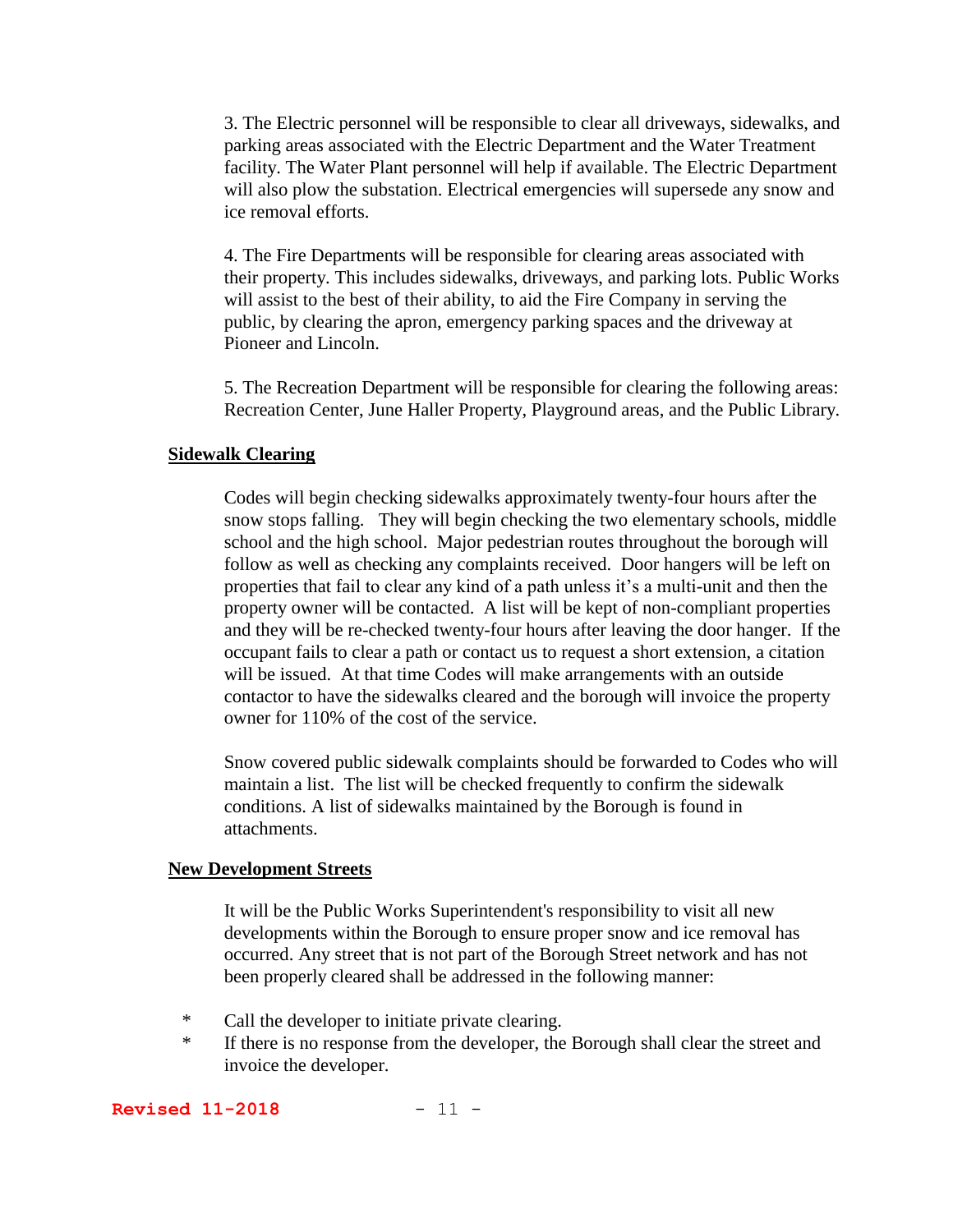3. The Electric personnel will be responsible to clear all driveways, sidewalks, and parking areas associated with the Electric Department and the Water Treatment facility. The Water Plant personnel will help if available. The Electric Department will also plow the substation. Electrical emergencies will supersede any snow and ice removal efforts.

4. The Fire Departments will be responsible for clearing areas associated with their property. This includes sidewalks, driveways, and parking lots. Public Works will assist to the best of their ability, to aid the Fire Company in serving the public, by clearing the apron, emergency parking spaces and the driveway at Pioneer and Lincoln.

5. The Recreation Department will be responsible for clearing the following areas: Recreation Center, June Haller Property, Playground areas, and the Public Library.

**Sidewalk Clearing**

Codes will begin checking sidewalks approximately twenty-four hours after the snow stops falling. They will begin checking the two elementary schools, middle school and the high school. Major pedestrian routes throughout the borough will follow as well as checking any complaints received. Door hangers will be left on properties that fail to clear any kind of a path unless it's a multi-unit and then the property owner will be contacted. A list will be kept of non-compliant properties and they will be re-checked twenty-four hours after leaving the door hanger. If the occupant fails to clear a path or contact us to request a short extension, a citation will be issued. At that time Codes will make arrangements with an outside contactor to have the sidewalks cleared and the borough will invoice the property owner for 110% of the cost of the service.

Snow covered public sidewalk complaints should be forwarded to Codes who will maintain a list. The list will be checked frequently to confirm the sidewalk conditions. A list of sidewalks maintained by the Borough is found in attachments.

**New Development Streets**

It will be the Public Works Superintendent's responsibility to visit all new developments within the Borough to ensure proper snow and ice removal has occurred. Any street that is not part of the Borough Street network and has not been properly cleared shall be addressed in the following manner:

* Call the developer to initiate private clearing.
* If there is no response from the developer, the Borough shall clear the street and invoice the developer.

Revised 11-2018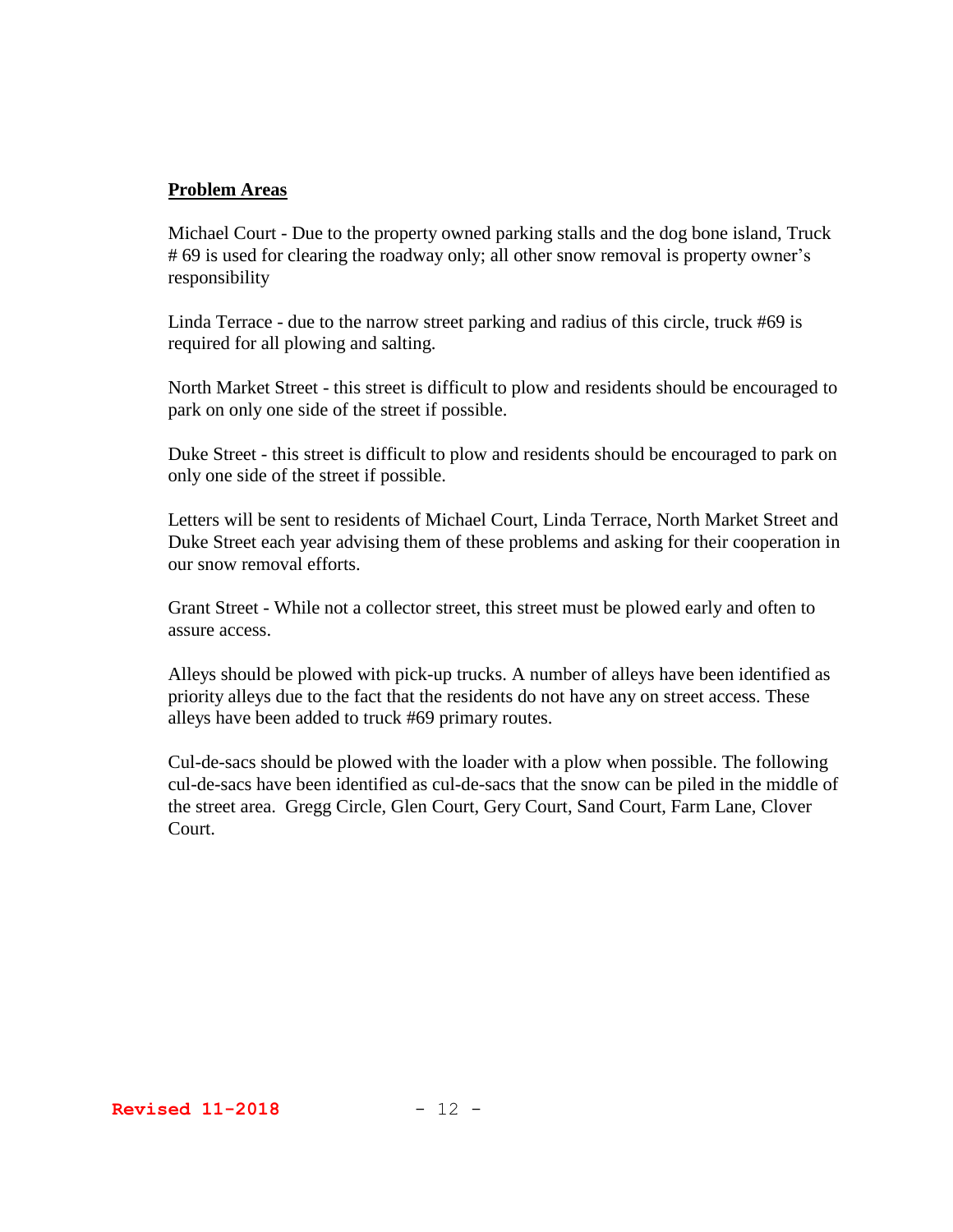**Problem Areas**

Michael Court - Due to the property owned parking stalls and the dog bone island, Truck # 69 is used for clearing the roadway only; all other snow removal is property owner's responsibility

Linda Terrace - due to the narrow street parking and radius of this circle, truck #69 is required for all plowing and salting.

North Market Street - this street is difficult to plow and residents should be encouraged to park on only one side of the street if possible.

Duke Street - this street is difficult to plow and residents should be encouraged to park on only one side of the street if possible.

Letters will be sent to residents of Michael Court, Linda Terrace, North Market Street and Duke Street each year advising them of these problems and asking for their cooperation in our snow removal efforts.

Grant Street - While not a collector street, this street must be plowed early and often to assure access.

Alleys should be plowed with pick-up trucks. A number of alleys have been identified as priority alleys due to the fact that the residents do not have any on street access. These alleys have been added to truck #69 primary routes.

Cul-de-sacs should be plowed with the loader with a plow when possible. The following cul-de-sacs have been identified as cul-de-sacs that the snow can be piled in the middle of the street area. Gregg Circle, Glen Court, Gery Court, Sand Court, Farm Lane, Clover Court.

**Revised 11-2018**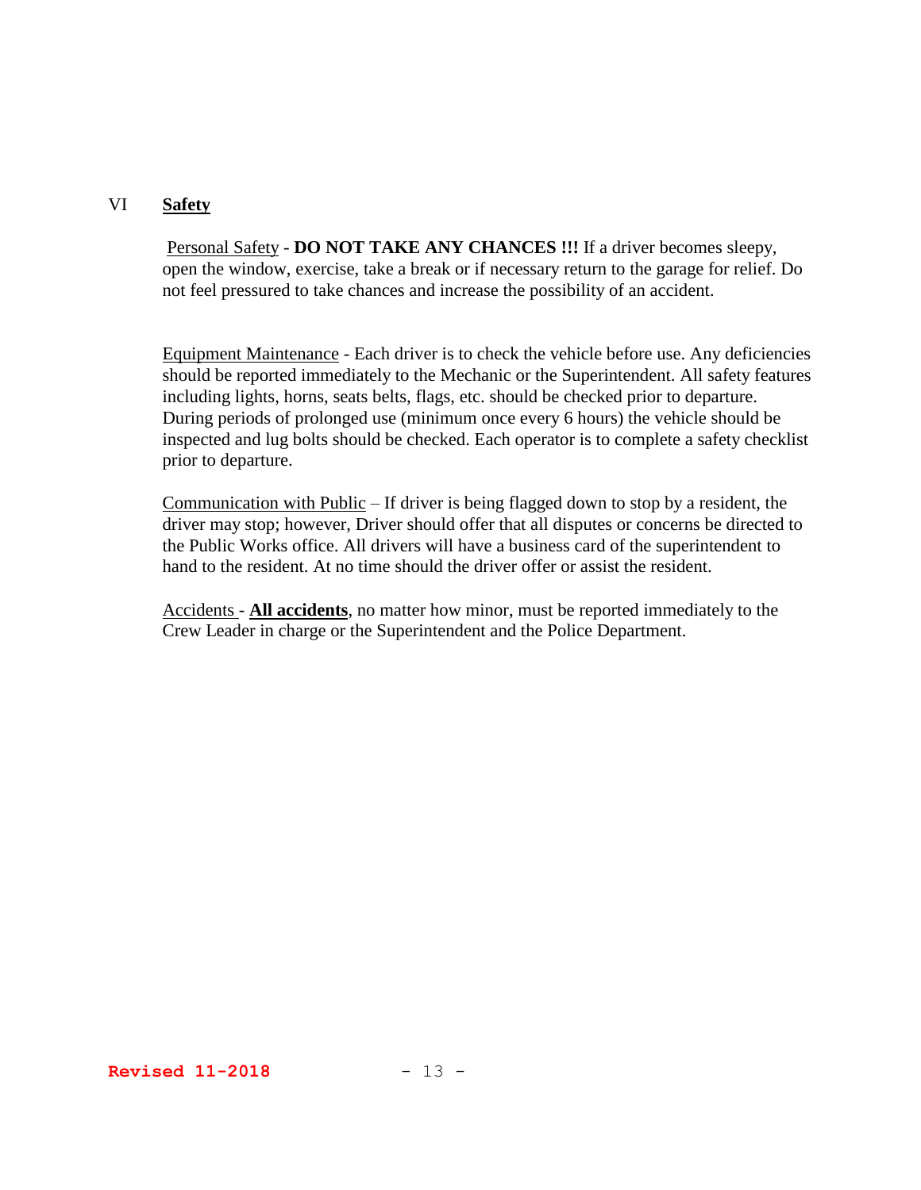## VI **Safety**

Personal Safety - **DO NOT TAKE ANY CHANCES !!!** If a driver becomes sleepy, open the window, exercise, take a break or if necessary return to the garage for relief. Do not feel pressured to take chances and increase the possibility of an accident.

Equipment Maintenance - Each driver is to check the vehicle before use. Any deficiencies should be reported immediately to the Mechanic or the Superintendent. All safety features including lights, horns, seats belts, flags, etc. should be checked prior to departure. During periods of prolonged use (minimum once every 6 hours) the vehicle should be inspected and lug bolts should be checked. Each operator is to complete a safety checklist prior to departure.

Communication with Public – If driver is being flagged down to stop by a resident, the driver may stop; however, Driver should offer that all disputes or concerns be directed to the Public Works office. All drivers will have a business card of the superintendent to hand to the resident. At no time should the driver offer or assist the resident.

Accidents - **All accidents**, no matter how minor, must be reported immediately to the Crew Leader in charge or the Superintendent and the Police Department.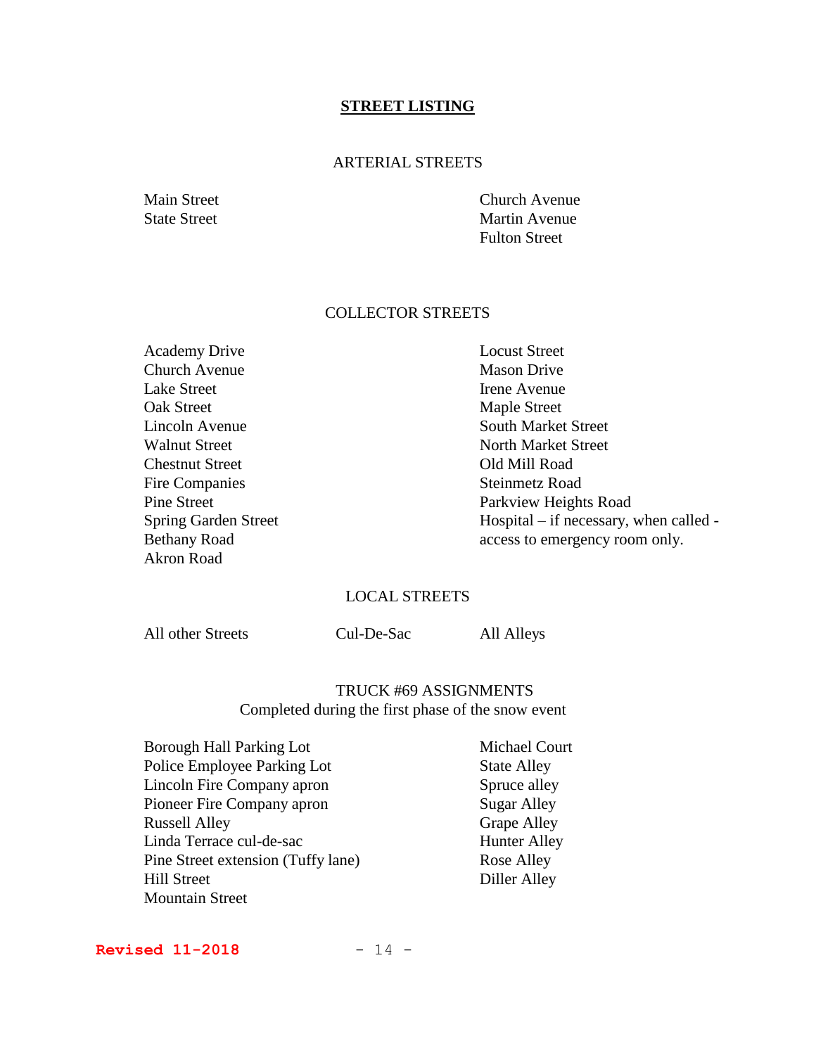# STREET LISTING

## ARTERIAL STREETS

- Main Street
- State Street
- Church Avenue
- Martin Avenue
- Fulton Street

## COLLECTOR STREETS

- Academy Drive
- Church Avenue
- Lake Street
- Oak Street
- Lincoln Avenue
- Walnut Street
- Chestnut Street
- Fire Companies
- Pine Street
- Spring Garden Street
- Bethany Road
- Akron Road
- Locust Street
- Mason Drive
- Irene Avenue
- Maple Street
- South Market Street
- North Market Street
- Old Mill Road
- Steinmetz Road
- Parkview Heights Road
- Hospital – if necessary, when called - access to emergency room only.

## LOCAL STREETS

- All other Streets
- Cul-De-Sac
- All Alleys

## TRUCK #69 ASSIGNMENTS

Completed during the first phase of the snow event

- Borough Hall Parking Lot
- Police Employee Parking Lot
- Lincoln Fire Company apron
- Pioneer Fire Company apron
- Russell Alley
- Linda Terrace cul-de-sac
- Pine Street extension (Tuffy lane)
- Hill Street
- Mountain Street
- Michael Court
- State Alley
- Spruce alley
- Sugar Alley
- Grape Alley
- Hunter Alley
- Rose Alley
- Diller Alley

**Revised 11-2018**